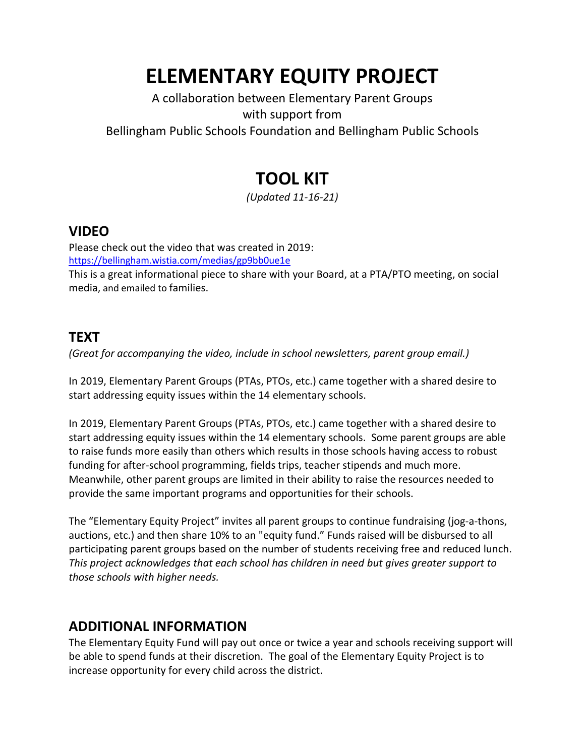# ELEMENTARY EQUITY PROJECT

A collaboration between Elementary Parent Groups
with support from
Bellingham Public Schools Foundation and Bellingham Public Schools

# TOOL KIT

*(Updated 11-16-21)*

## VIDEO

Please check out the video that was created in 2019:
https://bellingham.wistia.com/medias/gp9bb0ue1e
This is a great informational piece to share with your Board, at a PTA/PTO meeting, on social media, and emailed to families.

## TEXT

*(Great for accompanying the video, include in school newsletters, parent group email.)*

In 2019, Elementary Parent Groups (PTAs, PTOs, etc.) came together with a shared desire to start addressing equity issues within the 14 elementary schools.

In 2019, Elementary Parent Groups (PTAs, PTOs, etc.) came together with a shared desire to start addressing equity issues within the 14 elementary schools. Some parent groups are able to raise funds more easily than others which results in those schools having access to robust funding for after-school programming, fields trips, teacher stipends and much more. Meanwhile, other parent groups are limited in their ability to raise the resources needed to provide the same important programs and opportunities for their schools.

The "Elementary Equity Project" invites all parent groups to continue fundraising (jog-a-thons, auctions, etc.) and then share 10% to an "equity fund." Funds raised will be disbursed to all participating parent groups based on the number of students receiving free and reduced lunch. *This project acknowledges that each school has children in need but gives greater support to those schools with higher needs.*

## ADDITIONAL INFORMATION

The Elementary Equity Fund will pay out once or twice a year and schools receiving support will be able to spend funds at their discretion. The goal of the Elementary Equity Project is to increase opportunity for every child across the district.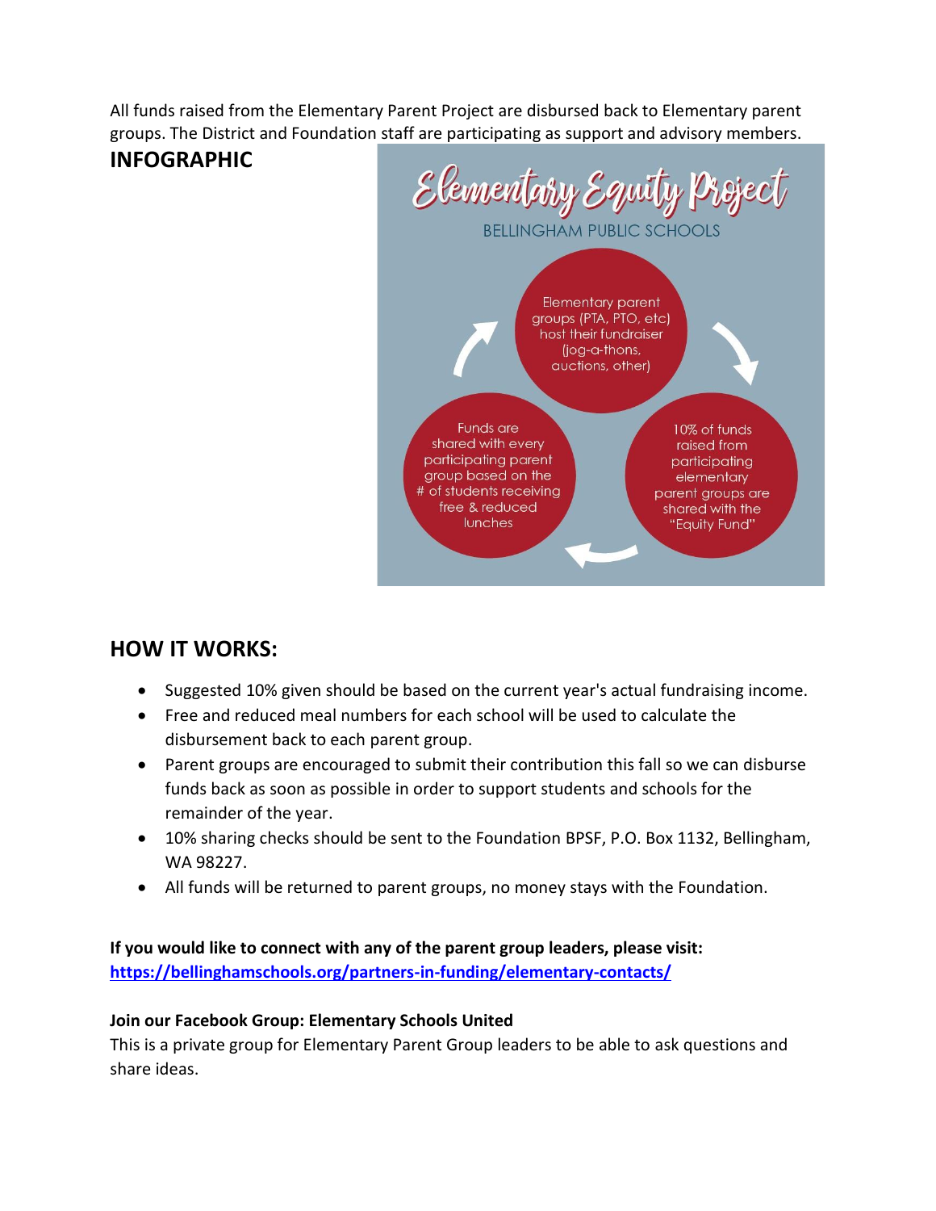All funds raised from the Elementary Parent Project are disbursed back to Elementary parent groups. The District and Foundation staff are participating as support and advisory members.

## INFOGRAPHIC

Elementary Equity Project

BELLINGHAM PUBLIC SCHOOLS

Elementary parent groups (PTA, PTO, etc) host their fundraiser (jog-a-thons, auctions, other)

10% of funds raised from participating elementary parent groups are shared with the "Equity Fund"

Funds are shared with every participating parent group based on the # of students receiving free & reduced lunches

## HOW IT WORKS:

- Suggested 10% given should be based on the current year's actual fundraising income.
- Free and reduced meal numbers for each school will be used to calculate the disbursement back to each parent group.
- Parent groups are encouraged to submit their contribution this fall so we can disburse funds back as soon as possible in order to support students and schools for the remainder of the year.
- 10% sharing checks should be sent to the Foundation BPSF, P.O. Box 1132, Bellingham, WA 98227.
- All funds will be returned to parent groups, no money stays with the Foundation.

**If you would like to connect with any of the parent group leaders, please visit:**
**https://bellinghamschools.org/partners-in-funding/elementary-contacts/**

**Join our Facebook Group: Elementary Schools United**

This is a private group for Elementary Parent Group leaders to be able to ask questions and share ideas.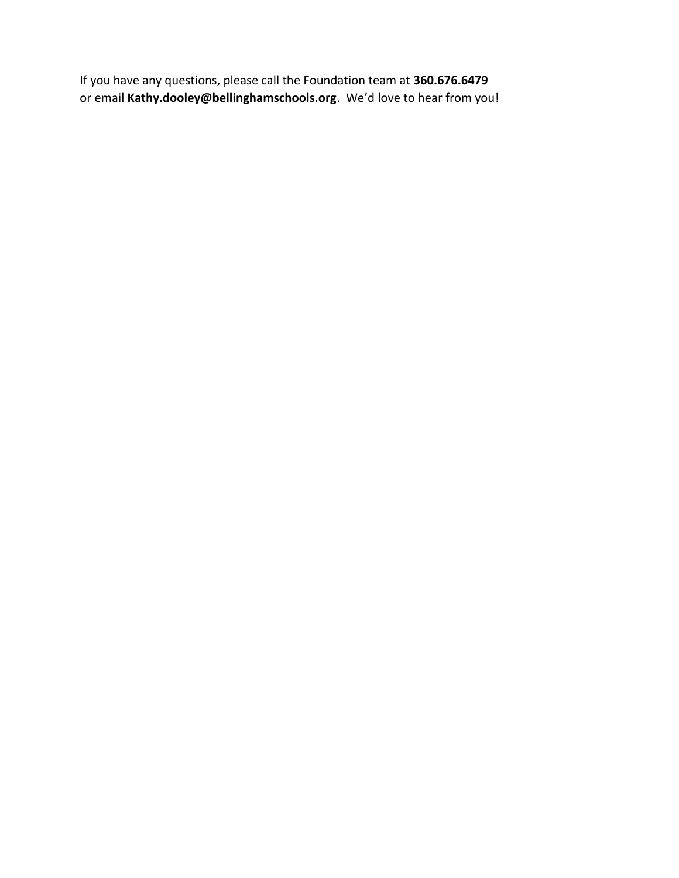If you have any questions, please call the Foundation team at **360.676.6479** or email **Kathy.dooley@bellinghamschools.org**. We'd love to hear from you!